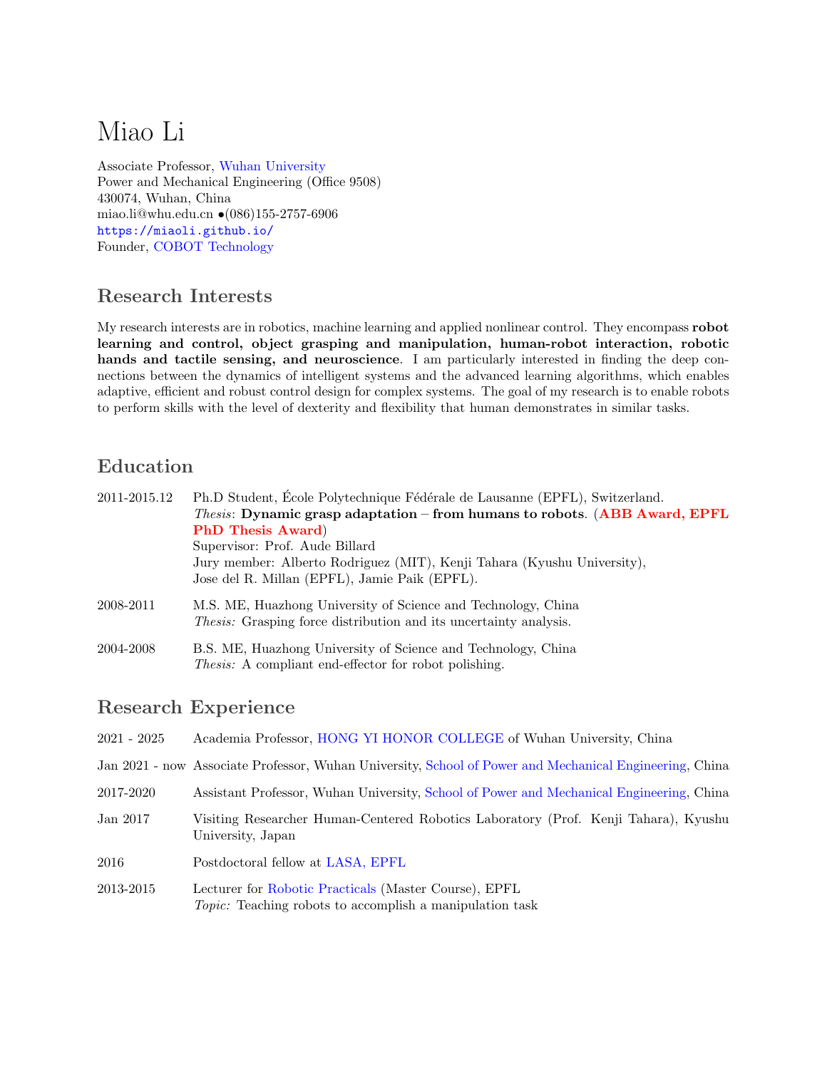# Miao Li

Associate Professor, Wuhan University
Power and Mechanical Engineering (Office 9508)
430074, Wuhan, China
miao.li@whu.edu.cn •(086)155-2757-6906
https://miaoli.github.io/
Founder, COBOT Technology

## Research Interests

My research interests are in robotics, machine learning and applied nonlinear control. They encompass **robot learning and control, object grasping and manipulation, human-robot interaction, robotic hands and tactile sensing, and neuroscience**. I am particularly interested in finding the deep connections between the dynamics of intelligent systems and the advanced learning algorithms, which enables adaptive, efficient and robust control design for complex systems. The goal of my research is to enable robots to perform skills with the level of dexterity and flexibility that human demonstrates in similar tasks.

## Education

2011-2015.12 Ph.D Student, École Polytechnique Fédérale de Lausanne (EPFL), Switzerland.
*Thesis*: **Dynamic grasp adaptation – from humans to robots**. (**ABB Award, EPFL PhD Thesis Award**)
Supervisor: Prof. Aude Billard
Jury member: Alberto Rodriguez (MIT), Kenji Tahara (Kyushu University), Jose del R. Millan (EPFL), Jamie Paik (EPFL).

2008-2011 M.S. ME, Huazhong University of Science and Technology, China
*Thesis:* Grasping force distribution and its uncertainty analysis.

2004-2008 B.S. ME, Huazhong University of Science and Technology, China
*Thesis:* A compliant end-effector for robot polishing.

## Research Experience

2021 - 2025 Academia Professor, HONG YI HONOR COLLEGE of Wuhan University, China

Jan 2021 - now Associate Professor, Wuhan University, School of Power and Mechanical Engineering, China

2017-2020 Assistant Professor, Wuhan University, School of Power and Mechanical Engineering, China

Jan 2017 Visiting Researcher Human-Centered Robotics Laboratory (Prof. Kenji Tahara), Kyushu University, Japan

2016 Postdoctoral fellow at LASA, EPFL

2013-2015 Lecturer for Robotic Practicals (Master Course), EPFL
*Topic:* Teaching robots to accomplish a manipulation task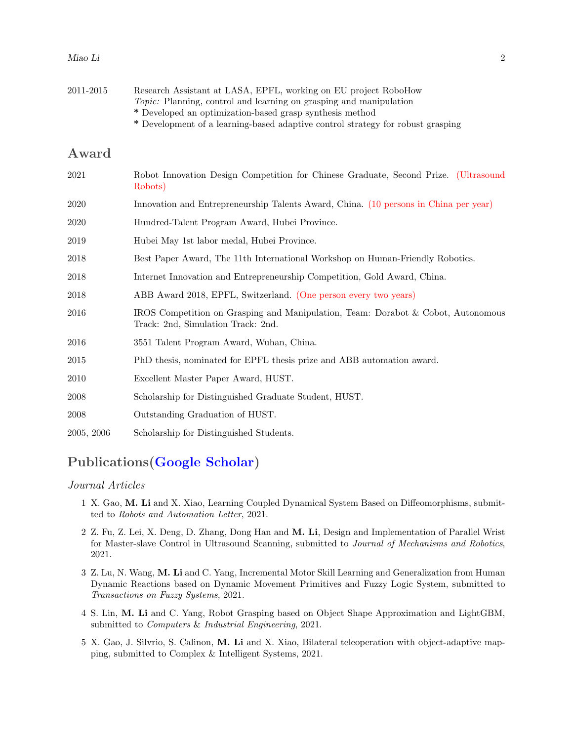2011-2015 Research Assistant at LASA, EPFL, working on EU project RoboHow
*Topic:* Planning, control and learning on grasping and manipulation
* Developed an optimization-based grasp synthesis method
* Development of a learning-based adaptive control strategy for robust grasping

## Award

| | |
|---|---|
| 2021 | Robot Innovation Design Competition for Chinese Graduate, Second Prize. (Ultrasound Robots) |
| 2020 | Innovation and Entrepreneurship Talents Award, China. (10 persons in China per year) |
| 2020 | Hundred-Talent Program Award, Hubei Province. |
| 2019 | Hubei May 1st labor medal, Hubei Province. |
| 2018 | Best Paper Award, The 11th International Workshop on Human-Friendly Robotics. |
| 2018 | Internet Innovation and Entrepreneurship Competition, Gold Award, China. |
| 2018 | ABB Award 2018, EPFL, Switzerland. (One person every two years) |
| 2016 | IROS Competition on Grasping and Manipulation, Team: Dorabot & Cobot, Autonomous Track: 2nd, Simulation Track: 2nd. |
| 2016 | 3551 Talent Program Award, Wuhan, China. |
| 2015 | PhD thesis, nominated for EPFL thesis prize and ABB automation award. |
| 2010 | Excellent Master Paper Award, HUST. |
| 2008 | Scholarship for Distinguished Graduate Student, HUST. |
| 2008 | Outstanding Graduation of HUST. |
| 2005, 2006 | Scholarship for Distinguished Students. |

## Publications(Google Scholar)

### *Journal Articles*

1. X. Gao, **M. Li** and X. Xiao, Learning Coupled Dynamical System Based on Diffeomorphisms, submitted to *Robots and Automation Letter*, 2021.
2. Z. Fu, Z. Lei, X. Deng, D. Zhang, Dong Han and **M. Li**, Design and Implementation of Parallel Wrist for Master-slave Control in Ultrasound Scanning, submitted to *Journal of Mechanisms and Robotics*, 2021.
3. Z. Lu, N. Wang, **M. Li** and C. Yang, Incremental Motor Skill Learning and Generalization from Human Dynamic Reactions based on Dynamic Movement Primitives and Fuzzy Logic System, submitted to *Transactions on Fuzzy Systems*, 2021.
4. S. Lin, **M. Li** and C. Yang, Robot Grasping based on Object Shape Approximation and LightGBM, submitted to *Computers & Industrial Engineering*, 2021.
5. X. Gao, J. Silvrio, S. Calinon, **M. Li** and X. Xiao, Bilateral teleoperation with object-adaptive mapping, submitted to Complex & Intelligent Systems, 2021.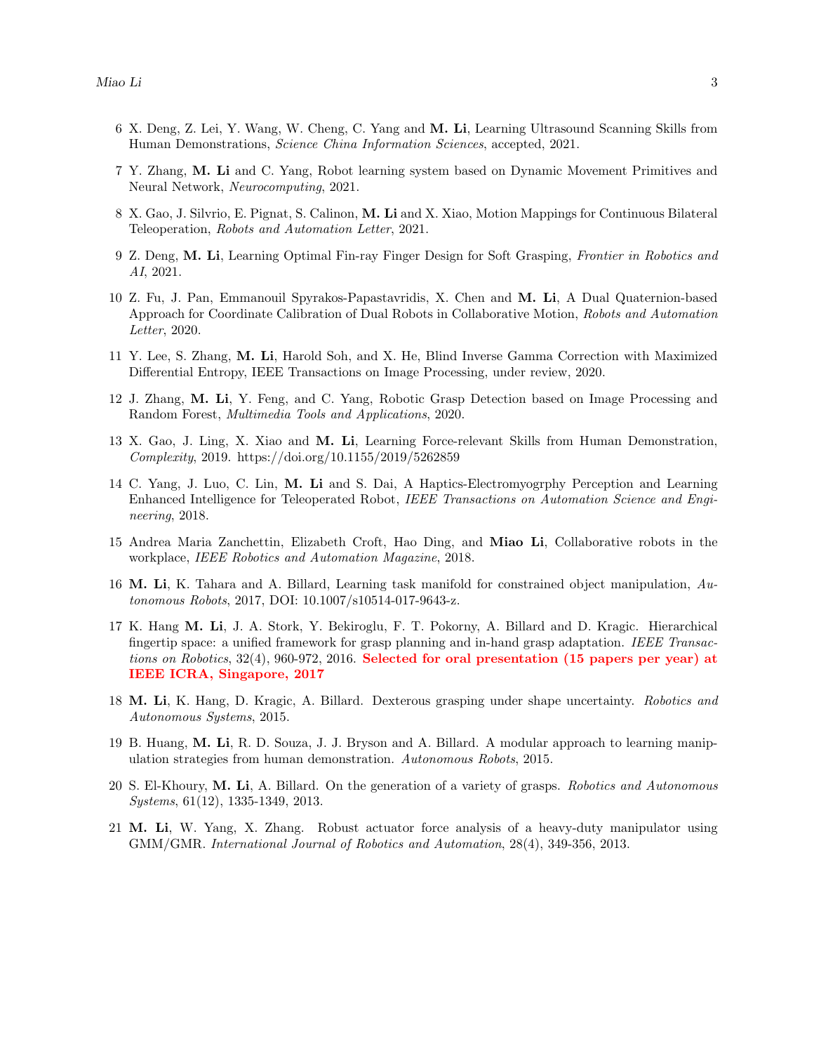6 X. Deng, Z. Lei, Y. Wang, W. Cheng, C. Yang and **M. Li**, Learning Ultrasound Scanning Skills from Human Demonstrations, *Science China Information Sciences*, accepted, 2021.

7 Y. Zhang, **M. Li** and C. Yang, Robot learning system based on Dynamic Movement Primitives and Neural Network, *Neurocomputing*, 2021.

8 X. Gao, J. Silvrio, E. Pignat, S. Calinon, **M. Li** and X. Xiao, Motion Mappings for Continuous Bilateral Teleoperation, *Robots and Automation Letter*, 2021.

9 Z. Deng, **M. Li**, Learning Optimal Fin-ray Finger Design for Soft Grasping, *Frontier in Robotics and AI*, 2021.

10 Z. Fu, J. Pan, Emmanouil Spyrakos-Papastavridis, X. Chen and **M. Li**, A Dual Quaternion-based Approach for Coordinate Calibration of Dual Robots in Collaborative Motion, *Robots and Automation Letter*, 2020.

11 Y. Lee, S. Zhang, **M. Li**, Harold Soh, and X. He, Blind Inverse Gamma Correction with Maximized Differential Entropy, IEEE Transactions on Image Processing, under review, 2020.

12 J. Zhang, **M. Li**, Y. Feng, and C. Yang, Robotic Grasp Detection based on Image Processing and Random Forest, *Multimedia Tools and Applications*, 2020.

13 X. Gao, J. Ling, X. Xiao and **M. Li**, Learning Force-relevant Skills from Human Demonstration, *Complexity*, 2019. https://doi.org/10.1155/2019/5262859

14 C. Yang, J. Luo, C. Lin, **M. Li** and S. Dai, A Haptics-Electromyogrphy Perception and Learning Enhanced Intelligence for Teleoperated Robot, *IEEE Transactions on Automation Science and Engineering*, 2018.

15 Andrea Maria Zanchettin, Elizabeth Croft, Hao Ding, and **Miao Li**, Collaborative robots in the workplace, *IEEE Robotics and Automation Magazine*, 2018.

16 **M. Li**, K. Tahara and A. Billard, Learning task manifold for constrained object manipulation, *Autonomous Robots*, 2017, DOI: 10.1007/s10514-017-9643-z.

17 K. Hang **M. Li**, J. A. Stork, Y. Bekiroglu, F. T. Pokorny, A. Billard and D. Kragic. Hierarchical fingertip space: a unified framework for grasp planning and in-hand grasp adaptation. *IEEE Transactions on Robotics*, 32(4), 960-972, 2016. **Selected for oral presentation (15 papers per year) at IEEE ICRA, Singapore, 2017**

18 **M. Li**, K. Hang, D. Kragic, A. Billard. Dexterous grasping under shape uncertainty. *Robotics and Autonomous Systems*, 2015.

19 B. Huang, **M. Li**, R. D. Souza, J. J. Bryson and A. Billard. A modular approach to learning manipulation strategies from human demonstration. *Autonomous Robots*, 2015.

20 S. El-Khoury, **M. Li**, A. Billard. On the generation of a variety of grasps. *Robotics and Autonomous Systems*, 61(12), 1335-1349, 2013.

21 **M. Li**, W. Yang, X. Zhang. Robust actuator force analysis of a heavy-duty manipulator using GMM/GMR. *International Journal of Robotics and Automation*, 28(4), 349-356, 2013.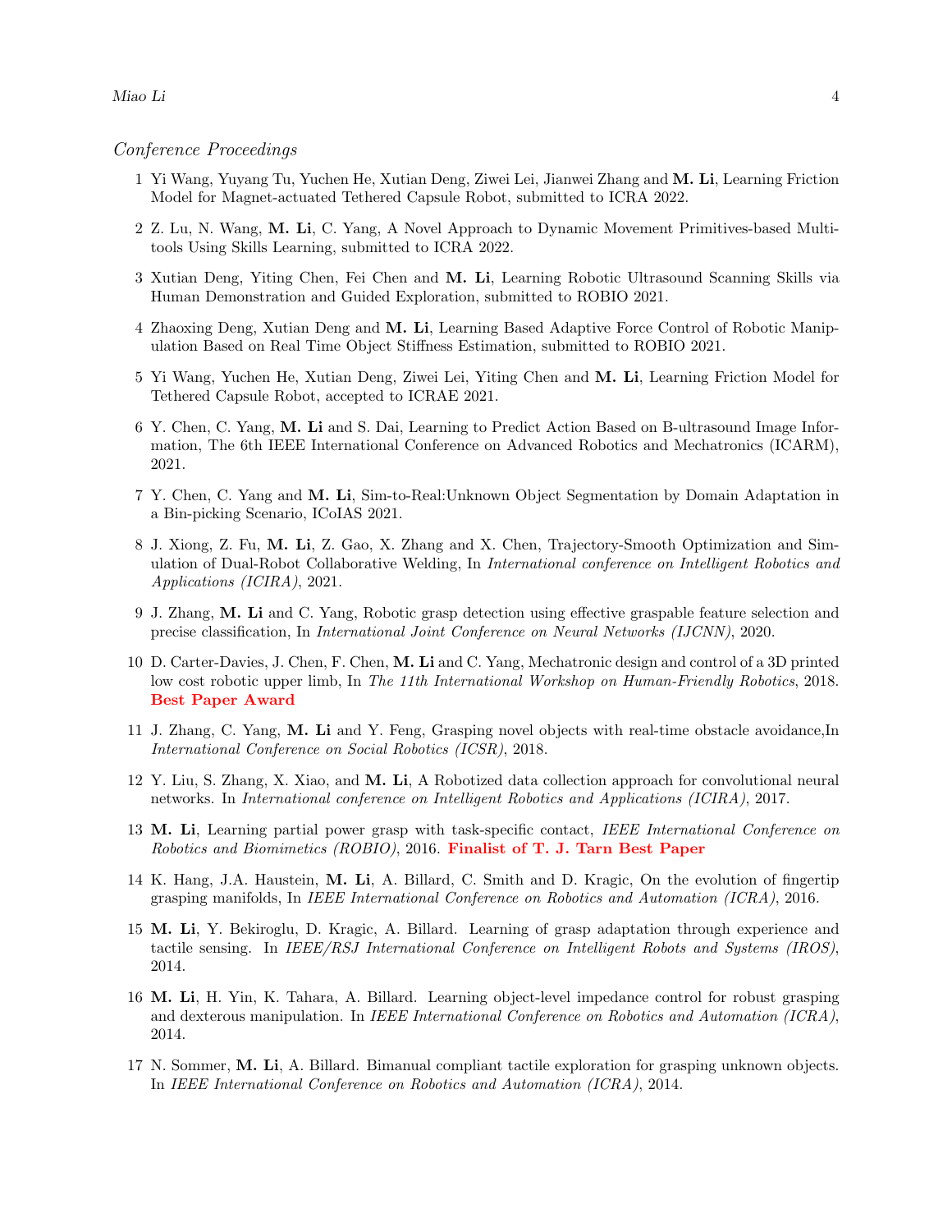*Conference Proceedings*

1. Yi Wang, Yuyang Tu, Yuchen He, Xutian Deng, Ziwei Lei, Jianwei Zhang and **M. Li**, Learning Friction Model for Magnet-actuated Tethered Capsule Robot, submitted to ICRA 2022.

2. Z. Lu, N. Wang, **M. Li**, C. Yang, A Novel Approach to Dynamic Movement Primitives-based Multi-tools Using Skills Learning, submitted to ICRA 2022.

3. Xutian Deng, Yiting Chen, Fei Chen and **M. Li**, Learning Robotic Ultrasound Scanning Skills via Human Demonstration and Guided Exploration, submitted to ROBIO 2021.

4. Zhaoxing Deng, Xutian Deng and **M. Li**, Learning Based Adaptive Force Control of Robotic Manipulation Based on Real Time Object Stiffness Estimation, submitted to ROBIO 2021.

5. Yi Wang, Yuchen He, Xutian Deng, Ziwei Lei, Yiting Chen and **M. Li**, Learning Friction Model for Tethered Capsule Robot, accepted to ICRAE 2021.

6. Y. Chen, C. Yang, **M. Li** and S. Dai, Learning to Predict Action Based on B-ultrasound Image Information, The 6th IEEE International Conference on Advanced Robotics and Mechatronics (ICARM), 2021.

7. Y. Chen, C. Yang and **M. Li**, Sim-to-Real:Unknown Object Segmentation by Domain Adaptation in a Bin-picking Scenario, ICoIAS 2021.

8. J. Xiong, Z. Fu, **M. Li**, Z. Gao, X. Zhang and X. Chen, Trajectory-Smooth Optimization and Simulation of Dual-Robot Collaborative Welding, In *International conference on Intelligent Robotics and Applications (ICIRA)*, 2021.

9. J. Zhang, **M. Li** and C. Yang, Robotic grasp detection using effective graspable feature selection and precise classification, In *International Joint Conference on Neural Networks (IJCNN)*, 2020.

10. D. Carter-Davies, J. Chen, F. Chen, **M. Li** and C. Yang, Mechatronic design and control of a 3D printed low cost robotic upper limb, In *The 11th International Workshop on Human-Friendly Robotics*, 2018. **Best Paper Award**

11. J. Zhang, C. Yang, **M. Li** and Y. Feng, Grasping novel objects with real-time obstacle avoidance,In *International Conference on Social Robotics (ICSR)*, 2018.

12. Y. Liu, S. Zhang, X. Xiao, and **M. Li**, A Robotized data collection approach for convolutional neural networks. In *International conference on Intelligent Robotics and Applications (ICIRA)*, 2017.

13. **M. Li**, Learning partial power grasp with task-specific contact, *IEEE International Conference on Robotics and Biomimetics (ROBIO)*, 2016. **Finalist of T. J. Tarn Best Paper**

14. K. Hang, J.A. Haustein, **M. Li**, A. Billard, C. Smith and D. Kragic, On the evolution of fingertip grasping manifolds, In *IEEE International Conference on Robotics and Automation (ICRA)*, 2016.

15. **M. Li**, Y. Bekiroglu, D. Kragic, A. Billard. Learning of grasp adaptation through experience and tactile sensing. In *IEEE/RSJ International Conference on Intelligent Robots and Systems (IROS)*, 2014.

16. **M. Li**, H. Yin, K. Tahara, A. Billard. Learning object-level impedance control for robust grasping and dexterous manipulation. In *IEEE International Conference on Robotics and Automation (ICRA)*, 2014.

17. N. Sommer, **M. Li**, A. Billard. Bimanual compliant tactile exploration for grasping unknown objects. In *IEEE International Conference on Robotics and Automation (ICRA)*, 2014.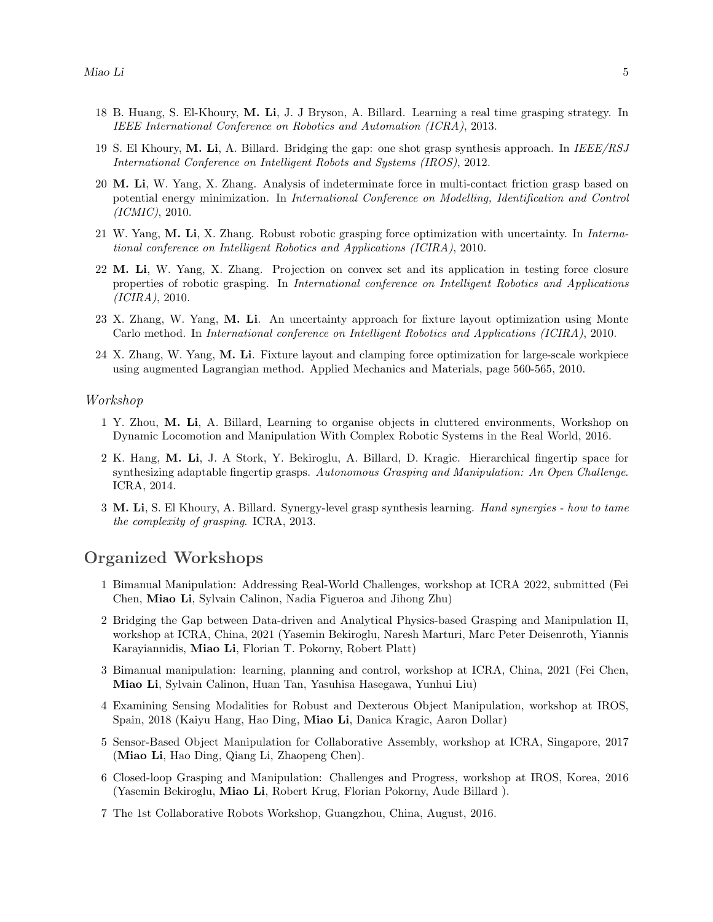18 B. Huang, S. El-Khoury, **M. Li**, J. J Bryson, A. Billard. Learning a real time grasping strategy. In *IEEE International Conference on Robotics and Automation (ICRA)*, 2013.

19 S. El Khoury, **M. Li**, A. Billard. Bridging the gap: one shot grasp synthesis approach. In *IEEE/RSJ International Conference on Intelligent Robots and Systems (IROS)*, 2012.

20 **M. Li**, W. Yang, X. Zhang. Analysis of indeterminate force in multi-contact friction grasp based on potential energy minimization. In *International Conference on Modelling, Identification and Control (ICMIC)*, 2010.

21 W. Yang, **M. Li**, X. Zhang. Robust robotic grasping force optimization with uncertainty. In *International conference on Intelligent Robotics and Applications (ICIRA)*, 2010.

22 **M. Li**, W. Yang, X. Zhang. Projection on convex set and its application in testing force closure properties of robotic grasping. In *International conference on Intelligent Robotics and Applications (ICIRA)*, 2010.

23 X. Zhang, W. Yang, **M. Li**. An uncertainty approach for fixture layout optimization using Monte Carlo method. In *International conference on Intelligent Robotics and Applications (ICIRA)*, 2010.

24 X. Zhang, W. Yang, **M. Li**. Fixture layout and clamping force optimization for large-scale workpiece using augmented Lagrangian method. Applied Mechanics and Materials, page 560-565, 2010.

*Workshop*

1 Y. Zhou, **M. Li**, A. Billard, Learning to organise objects in cluttered environments, Workshop on Dynamic Locomotion and Manipulation With Complex Robotic Systems in the Real World, 2016.

2 K. Hang, **M. Li**, J. A Stork, Y. Bekiroglu, A. Billard, D. Kragic. Hierarchical fingertip space for synthesizing adaptable fingertip grasps. *Autonomous Grasping and Manipulation: An Open Challenge*. ICRA, 2014.

3 **M. Li**, S. El Khoury, A. Billard. Synergy-level grasp synthesis learning. *Hand synergies - how to tame the complexity of grasping*. ICRA, 2013.

## Organized Workshops

1 Bimanual Manipulation: Addressing Real-World Challenges, workshop at ICRA 2022, submitted (Fei Chen, **Miao Li**, Sylvain Calinon, Nadia Figueroa and Jihong Zhu)

2 Bridging the Gap between Data-driven and Analytical Physics-based Grasping and Manipulation II, workshop at ICRA, China, 2021 (Yasemin Bekiroglu, Naresh Marturi, Marc Peter Deisenroth, Yiannis Karayiannidis, **Miao Li**, Florian T. Pokorny, Robert Platt)

3 Bimanual manipulation: learning, planning and control, workshop at ICRA, China, 2021 (Fei Chen, **Miao Li**, Sylvain Calinon, Huan Tan, Yasuhisa Hasegawa, Yunhui Liu)

4 Examining Sensing Modalities for Robust and Dexterous Object Manipulation, workshop at IROS, Spain, 2018 (Kaiyu Hang, Hao Ding, **Miao Li**, Danica Kragic, Aaron Dollar)

5 Sensor-Based Object Manipulation for Collaborative Assembly, workshop at ICRA, Singapore, 2017 (**Miao Li**, Hao Ding, Qiang Li, Zhaopeng Chen).

6 Closed-loop Grasping and Manipulation: Challenges and Progress, workshop at IROS, Korea, 2016 (Yasemin Bekiroglu, **Miao Li**, Robert Krug, Florian Pokorny, Aude Billard ).

7 The 1st Collaborative Robots Workshop, Guangzhou, China, August, 2016.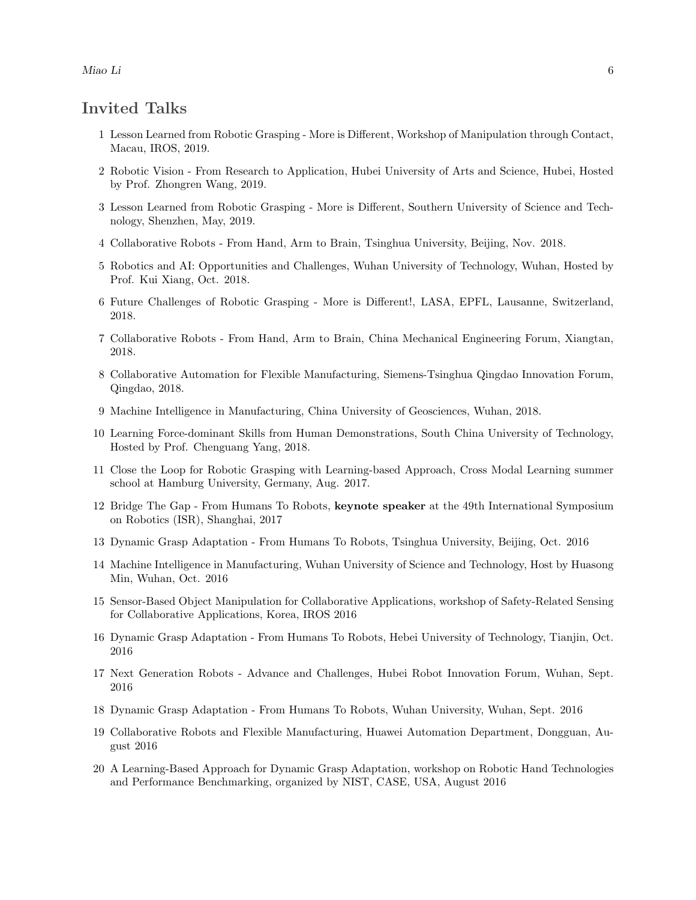## Invited Talks

1. Lesson Learned from Robotic Grasping - More is Different, Workshop of Manipulation through Contact, Macau, IROS, 2019.
2. Robotic Vision - From Research to Application, Hubei University of Arts and Science, Hubei, Hosted by Prof. Zhongren Wang, 2019.
3. Lesson Learned from Robotic Grasping - More is Different, Southern University of Science and Technology, Shenzhen, May, 2019.
4. Collaborative Robots - From Hand, Arm to Brain, Tsinghua University, Beijing, Nov. 2018.
5. Robotics and AI: Opportunities and Challenges, Wuhan University of Technology, Wuhan, Hosted by Prof. Kui Xiang, Oct. 2018.
6. Future Challenges of Robotic Grasping - More is Different!, LASA, EPFL, Lausanne, Switzerland, 2018.
7. Collaborative Robots - From Hand, Arm to Brain, China Mechanical Engineering Forum, Xiangtan, 2018.
8. Collaborative Automation for Flexible Manufacturing, Siemens-Tsinghua Qingdao Innovation Forum, Qingdao, 2018.
9. Machine Intelligence in Manufacturing, China University of Geosciences, Wuhan, 2018.
10. Learning Force-dominant Skills from Human Demonstrations, South China University of Technology, Hosted by Prof. Chenguang Yang, 2018.
11. Close the Loop for Robotic Grasping with Learning-based Approach, Cross Modal Learning summer school at Hamburg University, Germany, Aug. 2017.
12. Bridge The Gap - From Humans To Robots, **keynote speaker** at the 49th International Symposium on Robotics (ISR), Shanghai, 2017
13. Dynamic Grasp Adaptation - From Humans To Robots, Tsinghua University, Beijing, Oct. 2016
14. Machine Intelligence in Manufacturing, Wuhan University of Science and Technology, Host by Huasong Min, Wuhan, Oct. 2016
15. Sensor-Based Object Manipulation for Collaborative Applications, workshop of Safety-Related Sensing for Collaborative Applications, Korea, IROS 2016
16. Dynamic Grasp Adaptation - From Humans To Robots, Hebei University of Technology, Tianjin, Oct. 2016
17. Next Generation Robots - Advance and Challenges, Hubei Robot Innovation Forum, Wuhan, Sept. 2016
18. Dynamic Grasp Adaptation - From Humans To Robots, Wuhan University, Wuhan, Sept. 2016
19. Collaborative Robots and Flexible Manufacturing, Huawei Automation Department, Dongguan, August 2016
20. A Learning-Based Approach for Dynamic Grasp Adaptation, workshop on Robotic Hand Technologies and Performance Benchmarking, organized by NIST, CASE, USA, August 2016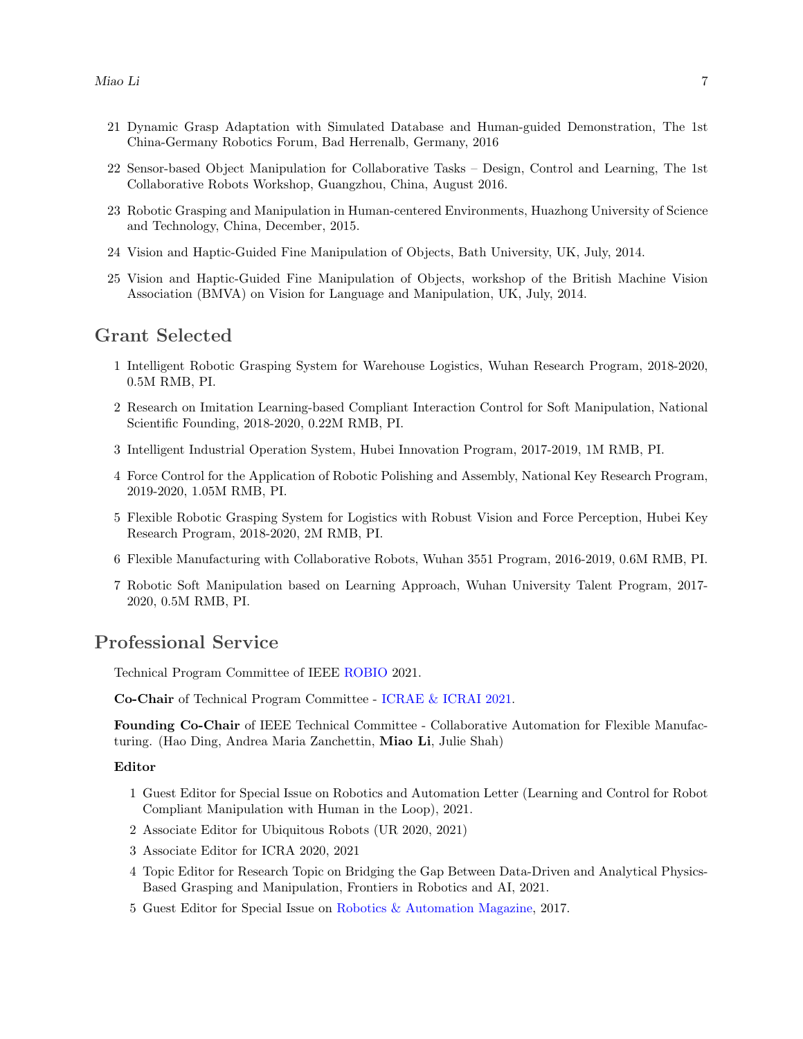21 Dynamic Grasp Adaptation with Simulated Database and Human-guided Demonstration, The 1st China-Germany Robotics Forum, Bad Herrenalb, Germany, 2016

22 Sensor-based Object Manipulation for Collaborative Tasks – Design, Control and Learning, The 1st Collaborative Robots Workshop, Guangzhou, China, August 2016.

23 Robotic Grasping and Manipulation in Human-centered Environments, Huazhong University of Science and Technology, China, December, 2015.

24 Vision and Haptic-Guided Fine Manipulation of Objects, Bath University, UK, July, 2014.

25 Vision and Haptic-Guided Fine Manipulation of Objects, workshop of the British Machine Vision Association (BMVA) on Vision for Language and Manipulation, UK, July, 2014.

## Grant Selected

1 Intelligent Robotic Grasping System for Warehouse Logistics, Wuhan Research Program, 2018-2020, 0.5M RMB, PI.

2 Research on Imitation Learning-based Compliant Interaction Control for Soft Manipulation, National Scientific Founding, 2018-2020, 0.22M RMB, PI.

3 Intelligent Industrial Operation System, Hubei Innovation Program, 2017-2019, 1M RMB, PI.

4 Force Control for the Application of Robotic Polishing and Assembly, National Key Research Program, 2019-2020, 1.05M RMB, PI.

5 Flexible Robotic Grasping System for Logistics with Robust Vision and Force Perception, Hubei Key Research Program, 2018-2020, 2M RMB, PI.

6 Flexible Manufacturing with Collaborative Robots, Wuhan 3551 Program, 2016-2019, 0.6M RMB, PI.

7 Robotic Soft Manipulation based on Learning Approach, Wuhan University Talent Program, 2017-2020, 0.5M RMB, PI.

## Professional Service

Technical Program Committee of IEEE ROBIO 2021.

**Co-Chair** of Technical Program Committee - ICRAE & ICRAI 2021.

**Founding Co-Chair** of IEEE Technical Committee - Collaborative Automation for Flexible Manufacturing. (Hao Ding, Andrea Maria Zanchettin, **Miao Li**, Julie Shah)

### Editor

1 Guest Editor for Special Issue on Robotics and Automation Letter (Learning and Control for Robot Compliant Manipulation with Human in the Loop), 2021.

2 Associate Editor for Ubiquitous Robots (UR 2020, 2021)

3 Associate Editor for ICRA 2020, 2021

4 Topic Editor for Research Topic on Bridging the Gap Between Data-Driven and Analytical Physics-Based Grasping and Manipulation, Frontiers in Robotics and AI, 2021.

5 Guest Editor for Special Issue on Robotics & Automation Magazine, 2017.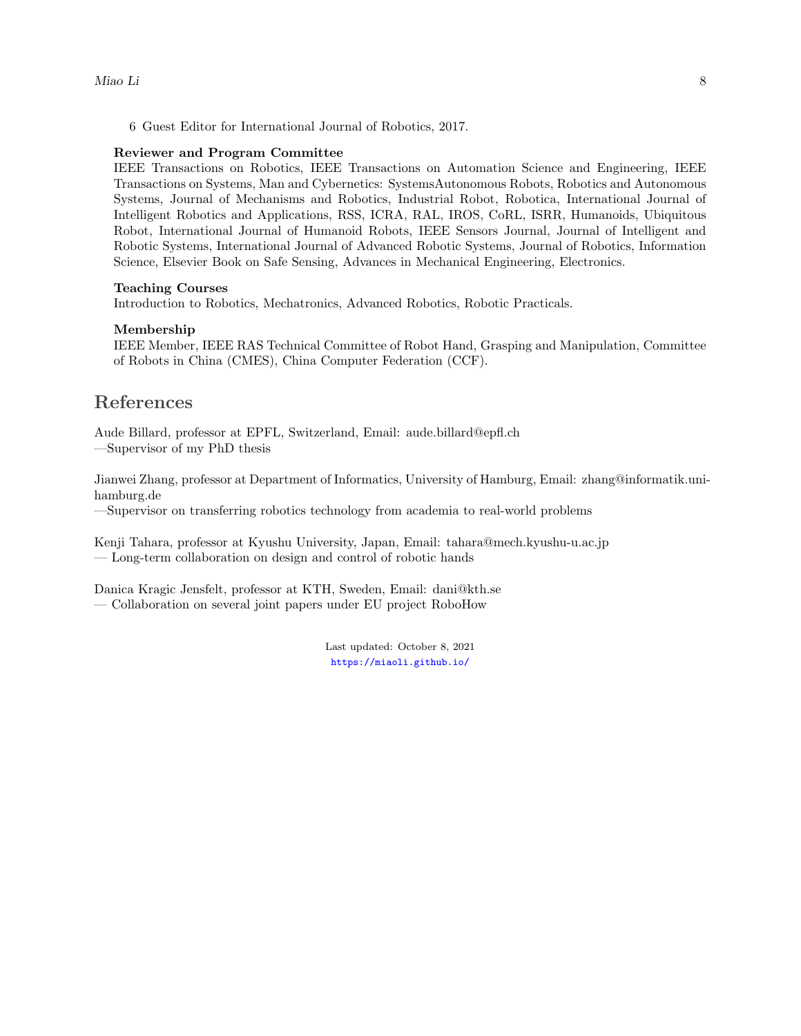6 Guest Editor for International Journal of Robotics, 2017.

**Reviewer and Program Committee**
IEEE Transactions on Robotics, IEEE Transactions on Automation Science and Engineering, IEEE Transactions on Systems, Man and Cybernetics: SystemsAutonomous Robots, Robotics and Autonomous Systems, Journal of Mechanisms and Robotics, Industrial Robot, Robotica, International Journal of Intelligent Robotics and Applications, RSS, ICRA, RAL, IROS, CoRL, ISRR, Humanoids, Ubiquitous Robot, International Journal of Humanoid Robots, IEEE Sensors Journal, Journal of Intelligent and Robotic Systems, International Journal of Advanced Robotic Systems, Journal of Robotics, Information Science, Elsevier Book on Safe Sensing, Advances in Mechanical Engineering, Electronics.

**Teaching Courses**
Introduction to Robotics, Mechatronics, Advanced Robotics, Robotic Practicals.

**Membership**
IEEE Member, IEEE RAS Technical Committee of Robot Hand, Grasping and Manipulation, Committee of Robots in China (CMES), China Computer Federation (CCF).

## References

Aude Billard, professor at EPFL, Switzerland, Email: aude.billard@epfl.ch
—Supervisor of my PhD thesis

Jianwei Zhang, professor at Department of Informatics, University of Hamburg, Email: zhang@informatik.uni-hamburg.de
—Supervisor on transferring robotics technology from academia to real-world problems

Kenji Tahara, professor at Kyushu University, Japan, Email: tahara@mech.kyushu-u.ac.jp
— Long-term collaboration on design and control of robotic hands

Danica Kragic Jensfelt, professor at KTH, Sweden, Email: dani@kth.se
— Collaboration on several joint papers under EU project RoboHow

Last updated: October 8, 2021
https://miaoli.github.io/